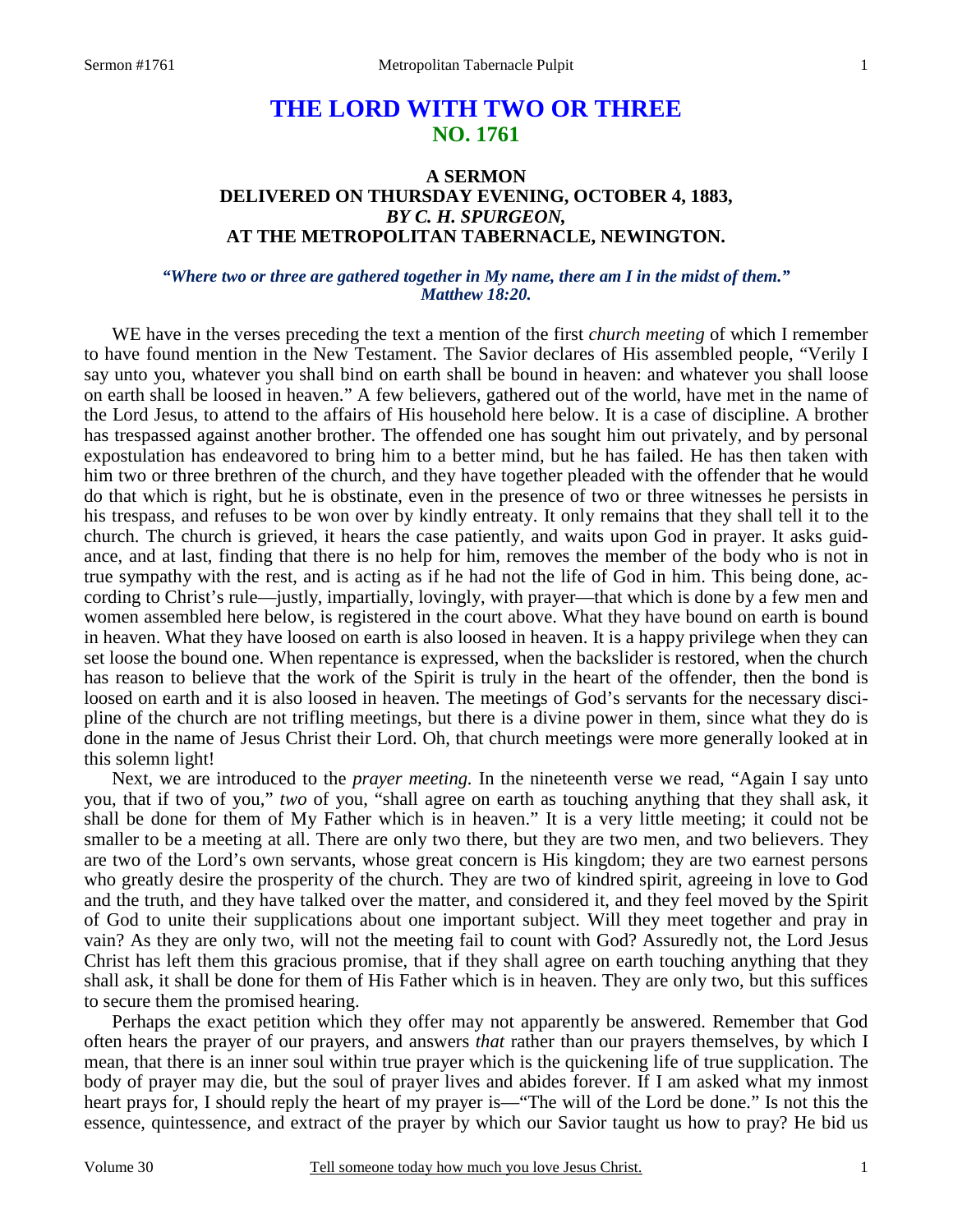# THE LORD WITH TWO OR THREE
## NO. 1761

### A SERMON
### DELIVERED ON THURSDAY EVENING, OCTOBER 4, 1883,
### *BY C. H. SPURGEON,*
### AT THE METROPOLITAN TABERNACLE, NEWINGTON.

*"Where two or three are gathered together in My name, there am I in the midst of them."*
*Matthew 18:20.*

WE have in the verses preceding the text a mention of the first *church meeting* of which I remember to have found mention in the New Testament. The Savior declares of His assembled people, "Verily I say unto you, whatever you shall bind on earth shall be bound in heaven: and whatever you shall loose on earth shall be loosed in heaven." A few believers, gathered out of the world, have met in the name of the Lord Jesus, to attend to the affairs of His household here below. It is a case of discipline. A brother has trespassed against another brother. The offended one has sought him out privately, and by personal expostulation has endeavored to bring him to a better mind, but he has failed. He has then taken with him two or three brethren of the church, and they have together pleaded with the offender that he would do that which is right, but he is obstinate, even in the presence of two or three witnesses he persists in his trespass, and refuses to be won over by kindly entreaty. It only remains that they shall tell it to the church. The church is grieved, it hears the case patiently, and waits upon God in prayer. It asks guidance, and at last, finding that there is no help for him, removes the member of the body who is not in true sympathy with the rest, and is acting as if he had not the life of God in him. This being done, according to Christ's rule—justly, impartially, lovingly, with prayer—that which is done by a few men and women assembled here below, is registered in the court above. What they have bound on earth is bound in heaven. What they have loosed on earth is also loosed in heaven. It is a happy privilege when they can set loose the bound one. When repentance is expressed, when the backslider is restored, when the church has reason to believe that the work of the Spirit is truly in the heart of the offender, then the bond is loosed on earth and it is also loosed in heaven. The meetings of God's servants for the necessary discipline of the church are not trifling meetings, but there is a divine power in them, since what they do is done in the name of Jesus Christ their Lord. Oh, that church meetings were more generally looked at in this solemn light!

Next, we are introduced to the *prayer meeting.* In the nineteenth verse we read, "Again I say unto you, that if two of you," *two* of you, "shall agree on earth as touching anything that they shall ask, it shall be done for them of My Father which is in heaven." It is a very little meeting; it could not be smaller to be a meeting at all. There are only two there, but they are two men, and two believers. They are two of the Lord's own servants, whose great concern is His kingdom; they are two earnest persons who greatly desire the prosperity of the church. They are two of kindred spirit, agreeing in love to God and the truth, and they have talked over the matter, and considered it, and they feel moved by the Spirit of God to unite their supplications about one important subject. Will they meet together and pray in vain? As they are only two, will not the meeting fail to count with God? Assuredly not, the Lord Jesus Christ has left them this gracious promise, that if they shall agree on earth touching anything that they shall ask, it shall be done for them of His Father which is in heaven. They are only two, but this suffices to secure them the promised hearing.

Perhaps the exact petition which they offer may not apparently be answered. Remember that God often hears the prayer of our prayers, and answers *that* rather than our prayers themselves, by which I mean, that there is an inner soul within true prayer which is the quickening life of true supplication. The body of prayer may die, but the soul of prayer lives and abides forever. If I am asked what my inmost heart prays for, I should reply the heart of my prayer is—"The will of the Lord be done." Is not this the essence, quintessence, and extract of the prayer by which our Savior taught us how to pray? He bid us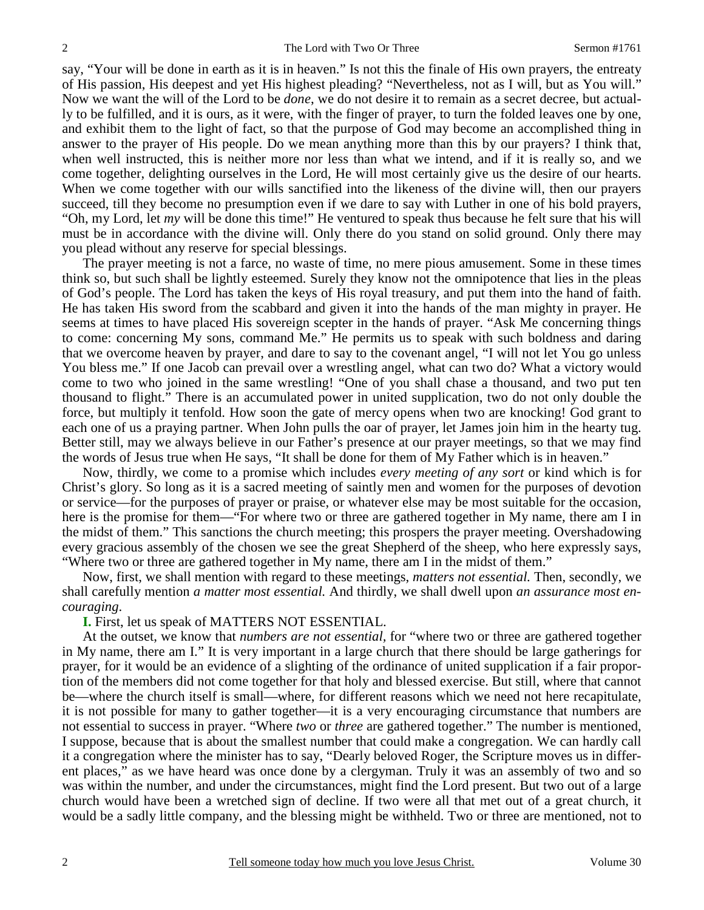say, "Your will be done in earth as it is in heaven." Is not this the finale of His own prayers, the entreaty of His passion, His deepest and yet His highest pleading? "Nevertheless, not as I will, but as You will." Now we want the will of the Lord to be *done*, we do not desire it to remain as a secret decree, but actually to be fulfilled, and it is ours, as it were, with the finger of prayer, to turn the folded leaves one by one, and exhibit them to the light of fact, so that the purpose of God may become an accomplished thing in answer to the prayer of His people. Do we mean anything more than this by our prayers? I think that, when well instructed, this is neither more nor less than what we intend, and if it is really so, and we come together, delighting ourselves in the Lord, He will most certainly give us the desire of our hearts. When we come together with our wills sanctified into the likeness of the divine will, then our prayers succeed, till they become no presumption even if we dare to say with Luther in one of his bold prayers, "Oh, my Lord, let *my* will be done this time!" He ventured to speak thus because he felt sure that his will must be in accordance with the divine will. Only there do you stand on solid ground. Only there may you plead without any reserve for special blessings.

The prayer meeting is not a farce, no waste of time, no mere pious amusement. Some in these times think so, but such shall be lightly esteemed. Surely they know not the omnipotence that lies in the pleas of God's people. The Lord has taken the keys of His royal treasury, and put them into the hand of faith. He has taken His sword from the scabbard and given it into the hands of the man mighty in prayer. He seems at times to have placed His sovereign scepter in the hands of prayer. "Ask Me concerning things to come: concerning My sons, command Me." He permits us to speak with such boldness and daring that we overcome heaven by prayer, and dare to say to the covenant angel, "I will not let You go unless You bless me." If one Jacob can prevail over a wrestling angel, what can two do? What a victory would come to two who joined in the same wrestling! "One of you shall chase a thousand, and two put ten thousand to flight." There is an accumulated power in united supplication, two do not only double the force, but multiply it tenfold. How soon the gate of mercy opens when two are knocking! God grant to each one of us a praying partner. When John pulls the oar of prayer, let James join him in the hearty tug. Better still, may we always believe in our Father's presence at our prayer meetings, so that we may find the words of Jesus true when He says, "It shall be done for them of My Father which is in heaven."

Now, thirdly, we come to a promise which includes *every meeting of any sort* or kind which is for Christ's glory. So long as it is a sacred meeting of saintly men and women for the purposes of devotion or service—for the purposes of prayer or praise, or whatever else may be most suitable for the occasion, here is the promise for them—"For where two or three are gathered together in My name, there am I in the midst of them." This sanctions the church meeting; this prospers the prayer meeting. Overshadowing every gracious assembly of the chosen we see the great Shepherd of the sheep, who here expressly says, "Where two or three are gathered together in My name, there am I in the midst of them."

Now, first, we shall mention with regard to these meetings, *matters not essential.* Then, secondly, we shall carefully mention *a matter most essential.* And thirdly, we shall dwell upon *an assurance most encouraging*.

**I.** First, let us speak of MATTERS NOT ESSENTIAL.

At the outset, we know that *numbers are not essential,* for "where two or three are gathered together in My name, there am I." It is very important in a large church that there should be large gatherings for prayer, for it would be an evidence of a slighting of the ordinance of united supplication if a fair proportion of the members did not come together for that holy and blessed exercise. But still, where that cannot be—where the church itself is small—where, for different reasons which we need not here recapitulate, it is not possible for many to gather together—it is a very encouraging circumstance that numbers are not essential to success in prayer. "Where *two* or *three* are gathered together." The number is mentioned, I suppose, because that is about the smallest number that could make a congregation. We can hardly call it a congregation where the minister has to say, "Dearly beloved Roger, the Scripture moves us in different places," as we have heard was once done by a clergyman. Truly it was an assembly of two and so was within the number, and under the circumstances, might find the Lord present. But two out of a large church would have been a wretched sign of decline. If two were all that met out of a great church, it would be a sadly little company, and the blessing might be withheld. Two or three are mentioned, not to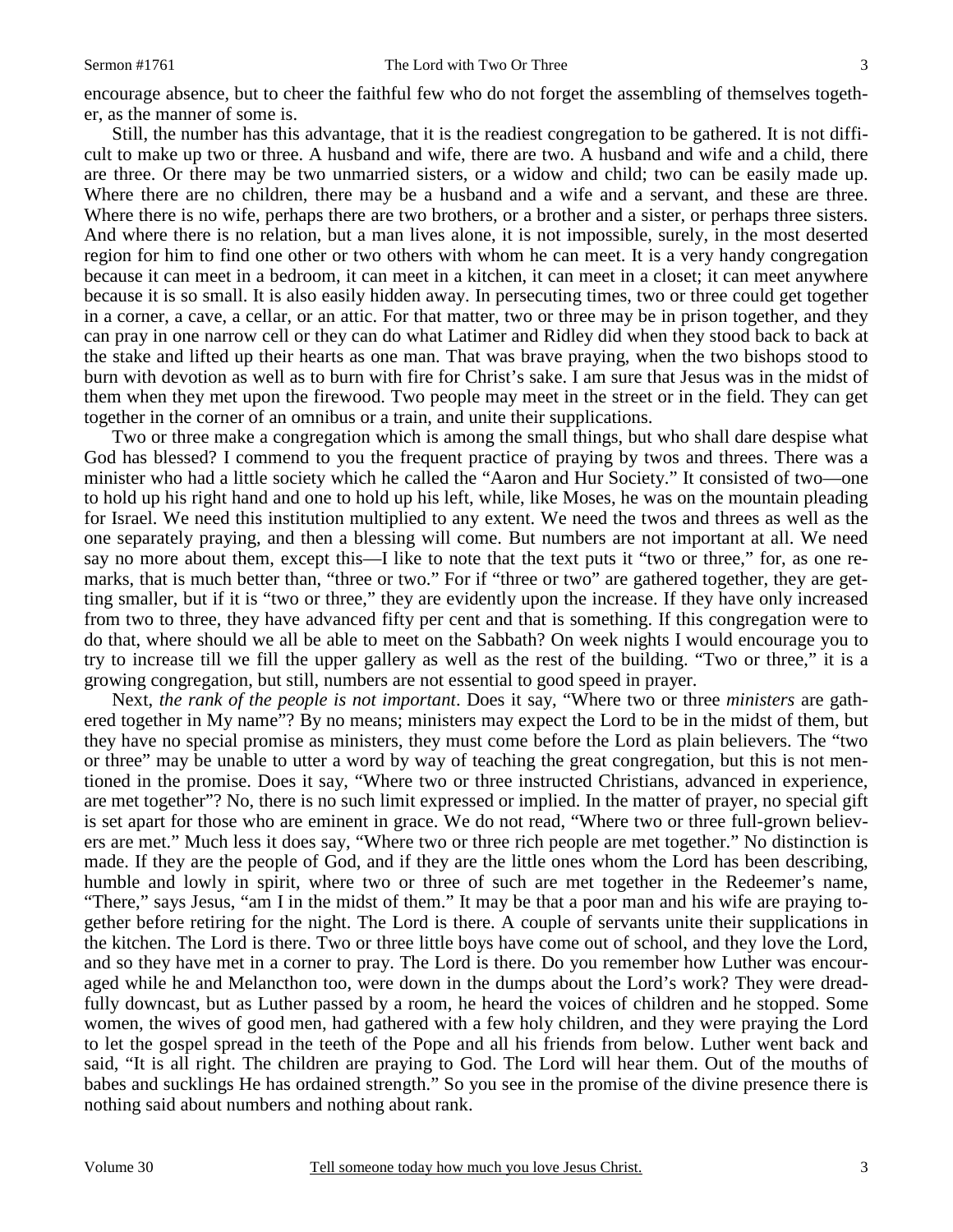encourage absence, but to cheer the faithful few who do not forget the assembling of themselves together, as the manner of some is.

Still, the number has this advantage, that it is the readiest congregation to be gathered. It is not difficult to make up two or three. A husband and wife, there are two. A husband and wife and a child, there are three. Or there may be two unmarried sisters, or a widow and child; two can be easily made up. Where there are no children, there may be a husband and a wife and a servant, and these are three. Where there is no wife, perhaps there are two brothers, or a brother and a sister, or perhaps three sisters. And where there is no relation, but a man lives alone, it is not impossible, surely, in the most deserted region for him to find one other or two others with whom he can meet. It is a very handy congregation because it can meet in a bedroom, it can meet in a kitchen, it can meet in a closet; it can meet anywhere because it is so small. It is also easily hidden away. In persecuting times, two or three could get together in a corner, a cave, a cellar, or an attic. For that matter, two or three may be in prison together, and they can pray in one narrow cell or they can do what Latimer and Ridley did when they stood back to back at the stake and lifted up their hearts as one man. That was brave praying, when the two bishops stood to burn with devotion as well as to burn with fire for Christ's sake. I am sure that Jesus was in the midst of them when they met upon the firewood. Two people may meet in the street or in the field. They can get together in the corner of an omnibus or a train, and unite their supplications.

Two or three make a congregation which is among the small things, but who shall dare despise what God has blessed? I commend to you the frequent practice of praying by twos and threes. There was a minister who had a little society which he called the "Aaron and Hur Society." It consisted of two—one to hold up his right hand and one to hold up his left, while, like Moses, he was on the mountain pleading for Israel. We need this institution multiplied to any extent. We need the twos and threes as well as the one separately praying, and then a blessing will come. But numbers are not important at all. We need say no more about them, except this—I like to note that the text puts it "two or three," for, as one remarks, that is much better than, "three or two." For if "three or two" are gathered together, they are getting smaller, but if it is "two or three," they are evidently upon the increase. If they have only increased from two to three, they have advanced fifty per cent and that is something. If this congregation were to do that, where should we all be able to meet on the Sabbath? On week nights I would encourage you to try to increase till we fill the upper gallery as well as the rest of the building. "Two or three," it is a growing congregation, but still, numbers are not essential to good speed in prayer.

Next, *the rank of the people is not important*. Does it say, "Where two or three *ministers* are gathered together in My name"? By no means; ministers may expect the Lord to be in the midst of them, but they have no special promise as ministers, they must come before the Lord as plain believers. The "two or three" may be unable to utter a word by way of teaching the great congregation, but this is not mentioned in the promise. Does it say, "Where two or three instructed Christians, advanced in experience, are met together"? No, there is no such limit expressed or implied. In the matter of prayer, no special gift is set apart for those who are eminent in grace. We do not read, "Where two or three full-grown believers are met." Much less it does say, "Where two or three rich people are met together." No distinction is made. If they are the people of God, and if they are the little ones whom the Lord has been describing, humble and lowly in spirit, where two or three of such are met together in the Redeemer's name, "There," says Jesus, "am I in the midst of them." It may be that a poor man and his wife are praying together before retiring for the night. The Lord is there. A couple of servants unite their supplications in the kitchen. The Lord is there. Two or three little boys have come out of school, and they love the Lord, and so they have met in a corner to pray. The Lord is there. Do you remember how Luther was encouraged while he and Melancthon too, were down in the dumps about the Lord's work? They were dreadfully downcast, but as Luther passed by a room, he heard the voices of children and he stopped. Some women, the wives of good men, had gathered with a few holy children, and they were praying the Lord to let the gospel spread in the teeth of the Pope and all his friends from below. Luther went back and said, "It is all right. The children are praying to God. The Lord will hear them. Out of the mouths of babes and sucklings He has ordained strength." So you see in the promise of the divine presence there is nothing said about numbers and nothing about rank.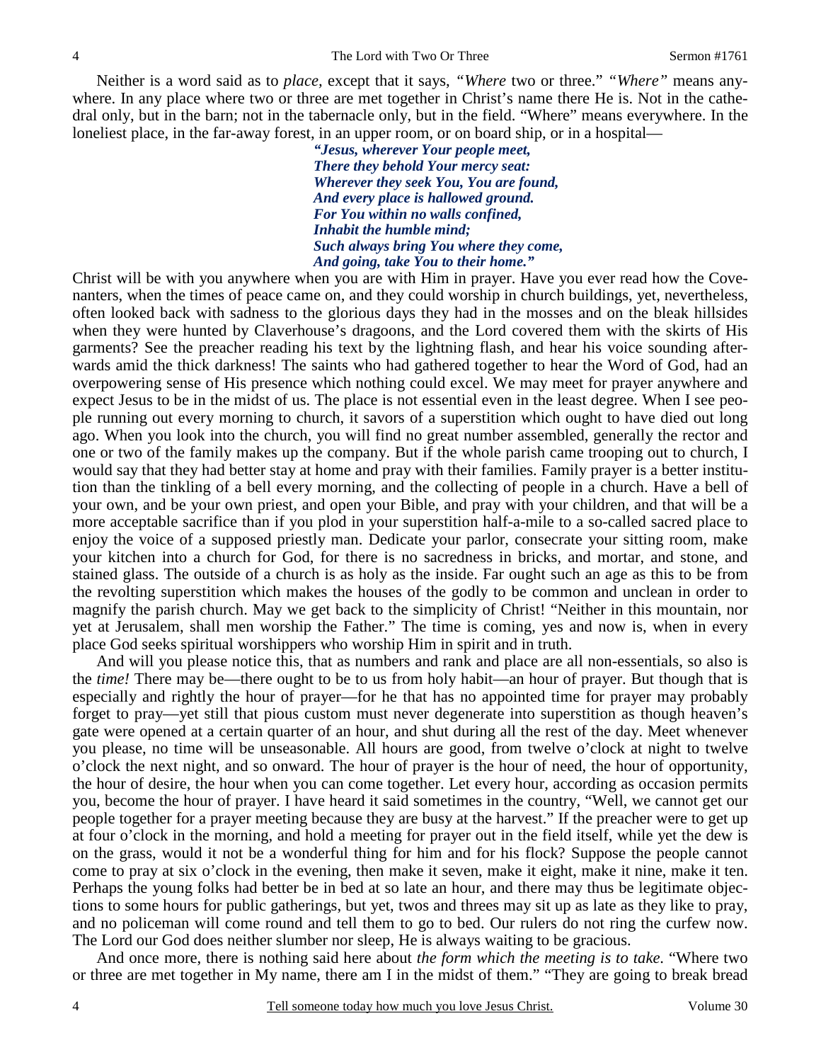Neither is a word said as to *place,* except that it says, *"Where* two or three." *"Where"* means anywhere. In any place where two or three are met together in Christ's name there He is. Not in the cathedral only, but in the barn; not in the tabernacle only, but in the field. "Where" means everywhere. In the loneliest place, in the far-away forest, in an upper room, or on board ship, or in a hospital—

> ***"Jesus, wherever Your people meet,***
> ***There they behold Your mercy seat:***
> ***Wherever they seek You, You are found,***
> ***And every place is hallowed ground.***
> ***For You within no walls confined,***
> ***Inhabit the humble mind;***
> ***Such always bring You where they come,***
> ***And going, take You to their home."***

Christ will be with you anywhere when you are with Him in prayer. Have you ever read how the Covenanters, when the times of peace came on, and they could worship in church buildings, yet, nevertheless, often looked back with sadness to the glorious days they had in the mosses and on the bleak hillsides when they were hunted by Claverhouse's dragoons, and the Lord covered them with the skirts of His garments? See the preacher reading his text by the lightning flash, and hear his voice sounding afterwards amid the thick darkness! The saints who had gathered together to hear the Word of God, had an overpowering sense of His presence which nothing could excel. We may meet for prayer anywhere and expect Jesus to be in the midst of us. The place is not essential even in the least degree. When I see people running out every morning to church, it savors of a superstition which ought to have died out long ago. When you look into the church, you will find no great number assembled, generally the rector and one or two of the family makes up the company. But if the whole parish came trooping out to church, I would say that they had better stay at home and pray with their families. Family prayer is a better institution than the tinkling of a bell every morning, and the collecting of people in a church. Have a bell of your own, and be your own priest, and open your Bible, and pray with your children, and that will be a more acceptable sacrifice than if you plod in your superstition half-a-mile to a so-called sacred place to enjoy the voice of a supposed priestly man. Dedicate your parlor, consecrate your sitting room, make your kitchen into a church for God, for there is no sacredness in bricks, and mortar, and stone, and stained glass. The outside of a church is as holy as the inside. Far ought such an age as this to be from the revolting superstition which makes the houses of the godly to be common and unclean in order to magnify the parish church. May we get back to the simplicity of Christ! "Neither in this mountain, nor yet at Jerusalem, shall men worship the Father." The time is coming, yes and now is, when in every place God seeks spiritual worshippers who worship Him in spirit and in truth.

And will you please notice this, that as numbers and rank and place are all non-essentials, so also is the *time!* There may be—there ought to be to us from holy habit—an hour of prayer. But though that is especially and rightly the hour of prayer—for he that has no appointed time for prayer may probably forget to pray—yet still that pious custom must never degenerate into superstition as though heaven's gate were opened at a certain quarter of an hour, and shut during all the rest of the day. Meet whenever you please, no time will be unseasonable. All hours are good, from twelve o'clock at night to twelve o'clock the next night, and so onward. The hour of prayer is the hour of need, the hour of opportunity, the hour of desire, the hour when you can come together. Let every hour, according as occasion permits you, become the hour of prayer. I have heard it said sometimes in the country, "Well, we cannot get our people together for a prayer meeting because they are busy at the harvest." If the preacher were to get up at four o'clock in the morning, and hold a meeting for prayer out in the field itself, while yet the dew is on the grass, would it not be a wonderful thing for him and for his flock? Suppose the people cannot come to pray at six o'clock in the evening, then make it seven, make it eight, make it nine, make it ten. Perhaps the young folks had better be in bed at so late an hour, and there may thus be legitimate objections to some hours for public gatherings, but yet, twos and threes may sit up as late as they like to pray, and no policeman will come round and tell them to go to bed. Our rulers do not ring the curfew now. The Lord our God does neither slumber nor sleep, He is always waiting to be gracious.

And once more, there is nothing said here about *the form which the meeting is to take.* "Where two or three are met together in My name, there am I in the midst of them." "They are going to break bread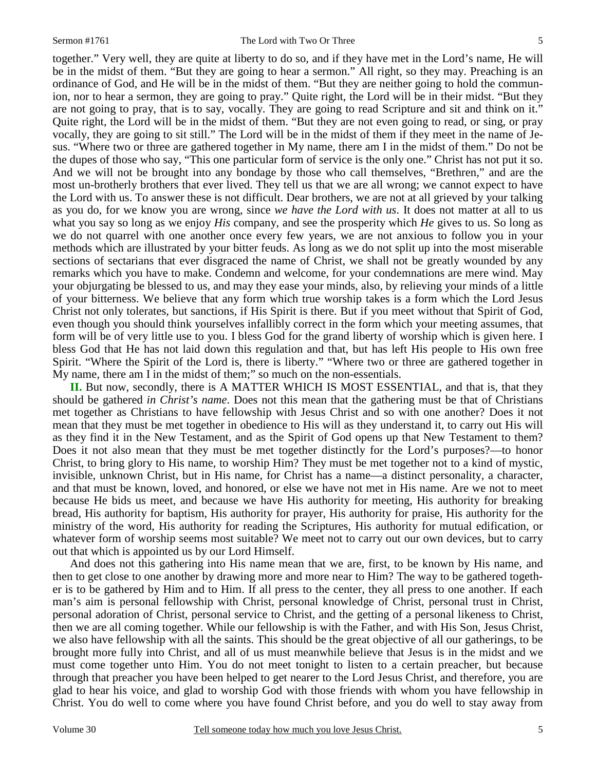together." Very well, they are quite at liberty to do so, and if they have met in the Lord's name, He will be in the midst of them. "But they are going to hear a sermon." All right, so they may. Preaching is an ordinance of God, and He will be in the midst of them. "But they are neither going to hold the communion, nor to hear a sermon, they are going to pray." Quite right, the Lord will be in their midst. "But they are not going to pray, that is to say, vocally. They are going to read Scripture and sit and think on it." Quite right, the Lord will be in the midst of them. "But they are not even going to read, or sing, or pray vocally, they are going to sit still." The Lord will be in the midst of them if they meet in the name of Jesus. "Where two or three are gathered together in My name, there am I in the midst of them." Do not be the dupes of those who say, "This one particular form of service is the only one." Christ has not put it so. And we will not be brought into any bondage by those who call themselves, "Brethren," and are the most un-brotherly brothers that ever lived. They tell us that we are all wrong; we cannot expect to have the Lord with us. To answer these is not difficult. Dear brothers, we are not at all grieved by your talking as you do, for we know you are wrong, since *we have the Lord with us*. It does not matter at all to us what you say so long as we enjoy *His* company, and see the prosperity which *He* gives to us. So long as we do not quarrel with one another once every few years, we are not anxious to follow you in your methods which are illustrated by your bitter feuds. As long as we do not split up into the most miserable sections of sectarians that ever disgraced the name of Christ, we shall not be greatly wounded by any remarks which you have to make. Condemn and welcome, for your condemnations are mere wind. May your objurgating be blessed to us, and may they ease your minds, also, by relieving your minds of a little of your bitterness. We believe that any form which true worship takes is a form which the Lord Jesus Christ not only tolerates, but sanctions, if His Spirit is there. But if you meet without that Spirit of God, even though you should think yourselves infallibly correct in the form which your meeting assumes, that form will be of very little use to you. I bless God for the grand liberty of worship which is given here. I bless God that He has not laid down this regulation and that, but has left His people to His own free Spirit. "Where the Spirit of the Lord is, there is liberty." "Where two or three are gathered together in My name, there am I in the midst of them;" so much on the non-essentials.

**II.** But now, secondly, there is A MATTER WHICH IS MOST ESSENTIAL, and that is, that they should be gathered *in Christ's name*. Does not this mean that the gathering must be that of Christians met together as Christians to have fellowship with Jesus Christ and so with one another? Does it not mean that they must be met together in obedience to His will as they understand it, to carry out His will as they find it in the New Testament, and as the Spirit of God opens up that New Testament to them? Does it not also mean that they must be met together distinctly for the Lord's purposes?—to honor Christ, to bring glory to His name, to worship Him? They must be met together not to a kind of mystic, invisible, unknown Christ, but in His name, for Christ has a name—a distinct personality, a character, and that must be known, loved, and honored, or else we have not met in His name. Are we not to meet because He bids us meet, and because we have His authority for meeting, His authority for breaking bread, His authority for baptism, His authority for prayer, His authority for praise, His authority for the ministry of the word, His authority for reading the Scriptures, His authority for mutual edification, or whatever form of worship seems most suitable? We meet not to carry out our own devices, but to carry out that which is appointed us by our Lord Himself.

And does not this gathering into His name mean that we are, first, to be known by His name, and then to get close to one another by drawing more and more near to Him? The way to be gathered together is to be gathered by Him and to Him. If all press to the center, they all press to one another. If each man's aim is personal fellowship with Christ, personal knowledge of Christ, personal trust in Christ, personal adoration of Christ, personal service to Christ, and the getting of a personal likeness to Christ, then we are all coming together. While our fellowship is with the Father, and with His Son, Jesus Christ, we also have fellowship with all the saints. This should be the great objective of all our gatherings, to be brought more fully into Christ, and all of us must meanwhile believe that Jesus is in the midst and we must come together unto Him. You do not meet tonight to listen to a certain preacher, but because through that preacher you have been helped to get nearer to the Lord Jesus Christ, and therefore, you are glad to hear his voice, and glad to worship God with those friends with whom you have fellowship in Christ. You do well to come where you have found Christ before, and you do well to stay away from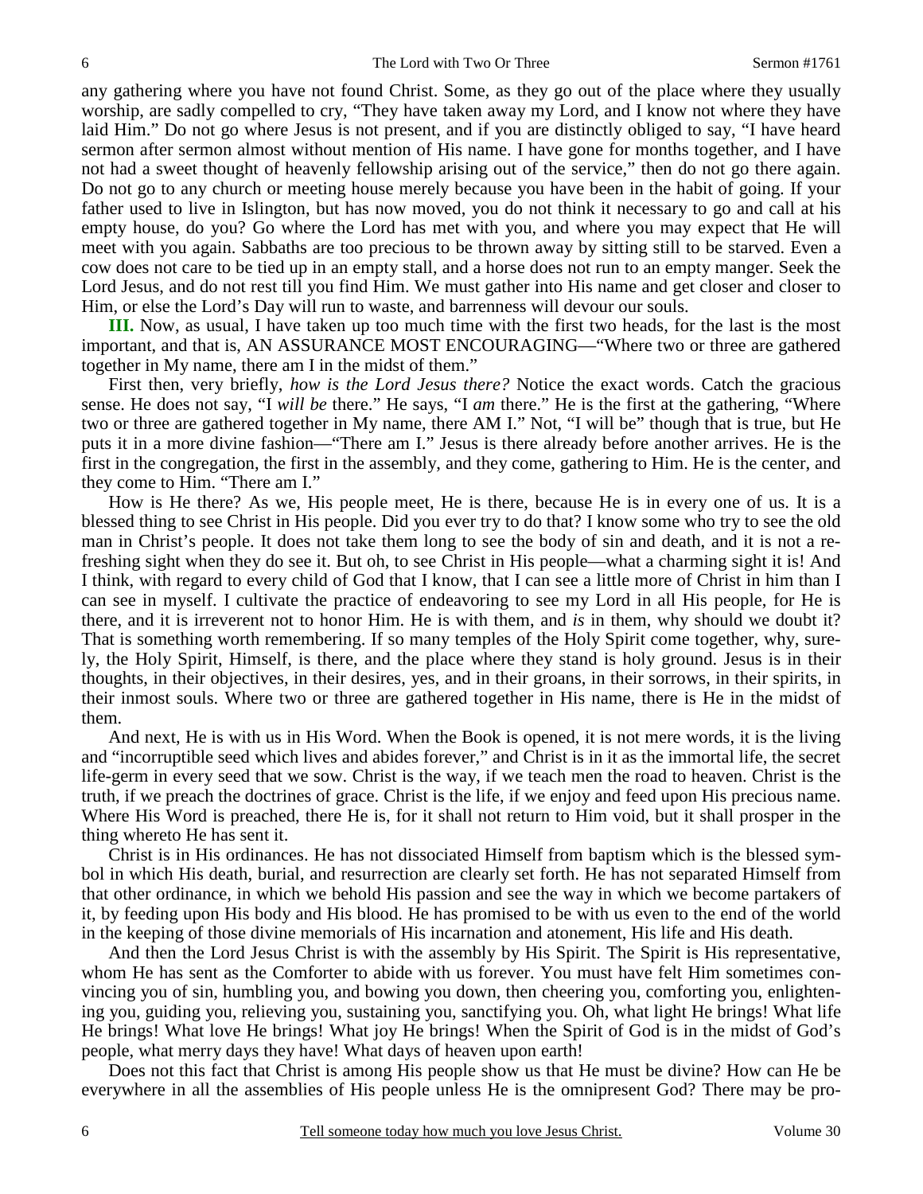any gathering where you have not found Christ. Some, as they go out of the place where they usually worship, are sadly compelled to cry, "They have taken away my Lord, and I know not where they have laid Him." Do not go where Jesus is not present, and if you are distinctly obliged to say, "I have heard sermon after sermon almost without mention of His name. I have gone for months together, and I have not had a sweet thought of heavenly fellowship arising out of the service," then do not go there again. Do not go to any church or meeting house merely because you have been in the habit of going. If your father used to live in Islington, but has now moved, you do not think it necessary to go and call at his empty house, do you? Go where the Lord has met with you, and where you may expect that He will meet with you again. Sabbaths are too precious to be thrown away by sitting still to be starved. Even a cow does not care to be tied up in an empty stall, and a horse does not run to an empty manger. Seek the Lord Jesus, and do not rest till you find Him. We must gather into His name and get closer and closer to Him, or else the Lord's Day will run to waste, and barrenness will devour our souls.

**III.** Now, as usual, I have taken up too much time with the first two heads, for the last is the most important, and that is, AN ASSURANCE MOST ENCOURAGING—"Where two or three are gathered together in My name, there am I in the midst of them."

First then, very briefly, *how is the Lord Jesus there?* Notice the exact words. Catch the gracious sense. He does not say, "I *will be* there." He says, "I *am* there." He is the first at the gathering, "Where two or three are gathered together in My name, there AM I." Not, "I will be" though that is true, but He puts it in a more divine fashion—"There am I." Jesus is there already before another arrives. He is the first in the congregation, the first in the assembly, and they come, gathering to Him. He is the center, and they come to Him. "There am I."

How is He there? As we, His people meet, He is there, because He is in every one of us. It is a blessed thing to see Christ in His people. Did you ever try to do that? I know some who try to see the old man in Christ's people. It does not take them long to see the body of sin and death, and it is not a refreshing sight when they do see it. But oh, to see Christ in His people—what a charming sight it is! And I think, with regard to every child of God that I know, that I can see a little more of Christ in him than I can see in myself. I cultivate the practice of endeavoring to see my Lord in all His people, for He is there, and it is irreverent not to honor Him. He is with them, and *is* in them, why should we doubt it? That is something worth remembering. If so many temples of the Holy Spirit come together, why, surely, the Holy Spirit, Himself, is there, and the place where they stand is holy ground. Jesus is in their thoughts, in their objectives, in their desires, yes, and in their groans, in their sorrows, in their spirits, in their inmost souls. Where two or three are gathered together in His name, there is He in the midst of them.

And next, He is with us in His Word. When the Book is opened, it is not mere words, it is the living and "incorruptible seed which lives and abides forever," and Christ is in it as the immortal life, the secret life-germ in every seed that we sow. Christ is the way, if we teach men the road to heaven. Christ is the truth, if we preach the doctrines of grace. Christ is the life, if we enjoy and feed upon His precious name. Where His Word is preached, there He is, for it shall not return to Him void, but it shall prosper in the thing whereto He has sent it.

Christ is in His ordinances. He has not dissociated Himself from baptism which is the blessed symbol in which His death, burial, and resurrection are clearly set forth. He has not separated Himself from that other ordinance, in which we behold His passion and see the way in which we become partakers of it, by feeding upon His body and His blood. He has promised to be with us even to the end of the world in the keeping of those divine memorials of His incarnation and atonement, His life and His death.

And then the Lord Jesus Christ is with the assembly by His Spirit. The Spirit is His representative, whom He has sent as the Comforter to abide with us forever. You must have felt Him sometimes convincing you of sin, humbling you, and bowing you down, then cheering you, comforting you, enlightening you, guiding you, relieving you, sustaining you, sanctifying you. Oh, what light He brings! What life He brings! What love He brings! What joy He brings! When the Spirit of God is in the midst of God's people, what merry days they have! What days of heaven upon earth!

Does not this fact that Christ is among His people show us that He must be divine? How can He be everywhere in all the assemblies of His people unless He is the omnipresent God? There may be pro-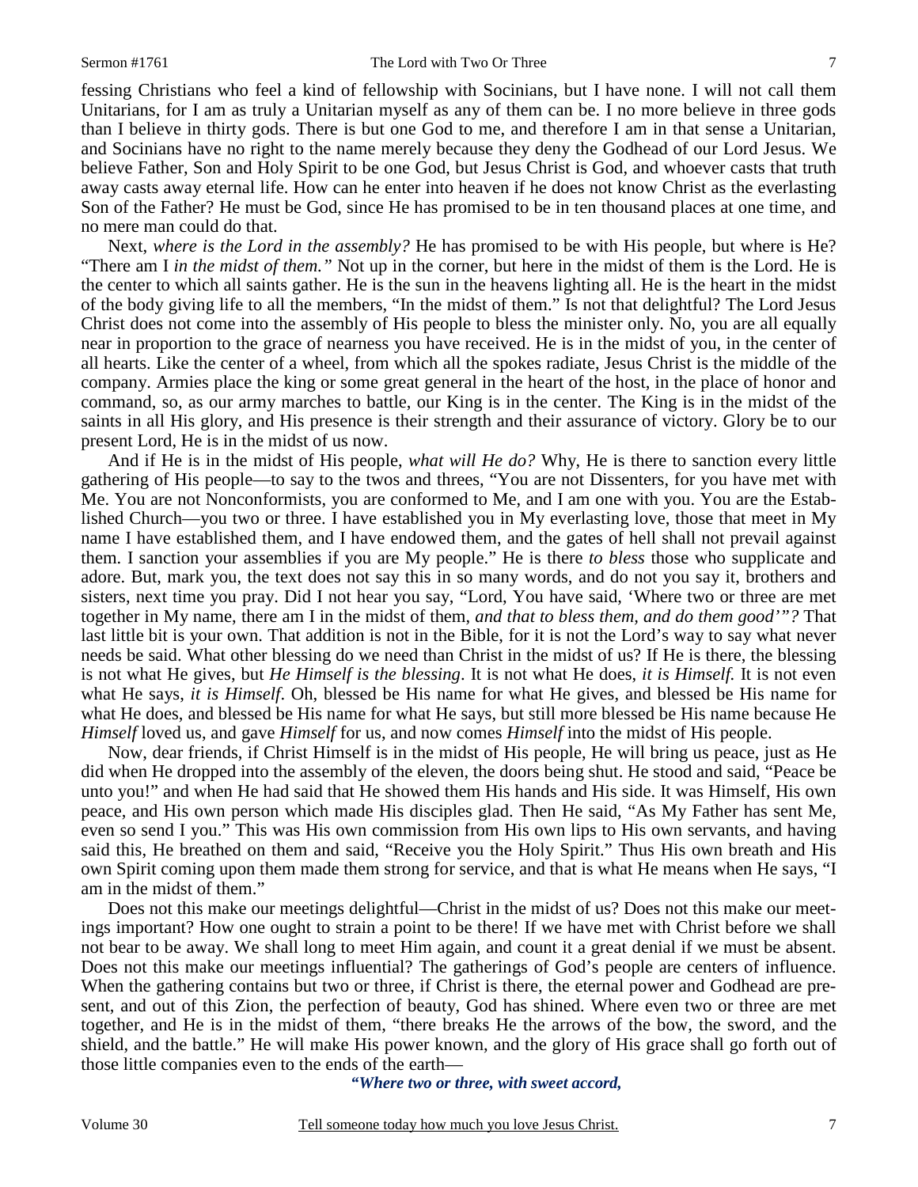fessing Christians who feel a kind of fellowship with Socinians, but I have none. I will not call them Unitarians, for I am as truly a Unitarian myself as any of them can be. I no more believe in three gods than I believe in thirty gods. There is but one God to me, and therefore I am in that sense a Unitarian, and Socinians have no right to the name merely because they deny the Godhead of our Lord Jesus. We believe Father, Son and Holy Spirit to be one God, but Jesus Christ is God, and whoever casts that truth away casts away eternal life. How can he enter into heaven if he does not know Christ as the everlasting Son of the Father? He must be God, since He has promised to be in ten thousand places at one time, and no mere man could do that.

Next, *where is the Lord in the assembly?* He has promised to be with His people, but where is He? "There am I *in the midst of them."* Not up in the corner, but here in the midst of them is the Lord. He is the center to which all saints gather. He is the sun in the heavens lighting all. He is the heart in the midst of the body giving life to all the members, "In the midst of them." Is not that delightful? The Lord Jesus Christ does not come into the assembly of His people to bless the minister only. No, you are all equally near in proportion to the grace of nearness you have received. He is in the midst of you, in the center of all hearts. Like the center of a wheel, from which all the spokes radiate, Jesus Christ is the middle of the company. Armies place the king or some great general in the heart of the host, in the place of honor and command, so, as our army marches to battle, our King is in the center. The King is in the midst of the saints in all His glory, and His presence is their strength and their assurance of victory. Glory be to our present Lord, He is in the midst of us now.

And if He is in the midst of His people, *what will He do?* Why, He is there to sanction every little gathering of His people—to say to the twos and threes, "You are not Dissenters, for you have met with Me. You are not Nonconformists, you are conformed to Me, and I am one with you. You are the Established Church—you two or three. I have established you in My everlasting love, those that meet in My name I have established them, and I have endowed them, and the gates of hell shall not prevail against them. I sanction your assemblies if you are My people." He is there *to bless* those who supplicate and adore. But, mark you, the text does not say this in so many words, and do not you say it, brothers and sisters, next time you pray. Did I not hear you say, "Lord, You have said, 'Where two or three are met together in My name, there am I in the midst of them, *and that to bless them, and do them good'"?* That last little bit is your own. That addition is not in the Bible, for it is not the Lord's way to say what never needs be said. What other blessing do we need than Christ in the midst of us? If He is there, the blessing is not what He gives, but *He Himself is the blessing*. It is not what He does, *it is Himself.* It is not even what He says, *it is Himself*. Oh, blessed be His name for what He gives, and blessed be His name for what He does, and blessed be His name for what He says, but still more blessed be His name because He *Himself* loved us, and gave *Himself* for us, and now comes *Himself* into the midst of His people.

Now, dear friends, if Christ Himself is in the midst of His people, He will bring us peace, just as He did when He dropped into the assembly of the eleven, the doors being shut. He stood and said, "Peace be unto you!" and when He had said that He showed them His hands and His side. It was Himself, His own peace, and His own person which made His disciples glad. Then He said, "As My Father has sent Me, even so send I you." This was His own commission from His own lips to His own servants, and having said this, He breathed on them and said, "Receive you the Holy Spirit." Thus His own breath and His own Spirit coming upon them made them strong for service, and that is what He means when He says, "I am in the midst of them."

Does not this make our meetings delightful—Christ in the midst of us? Does not this make our meetings important? How one ought to strain a point to be there! If we have met with Christ before we shall not bear to be away. We shall long to meet Him again, and count it a great denial if we must be absent. Does not this make our meetings influential? The gatherings of God's people are centers of influence. When the gathering contains but two or three, if Christ is there, the eternal power and Godhead are present, and out of this Zion, the perfection of beauty, God has shined. Where even two or three are met together, and He is in the midst of them, "there breaks He the arrows of the bow, the sword, and the shield, and the battle." He will make His power known, and the glory of His grace shall go forth out of those little companies even to the ends of the earth—

*"Where two or three, with sweet accord,*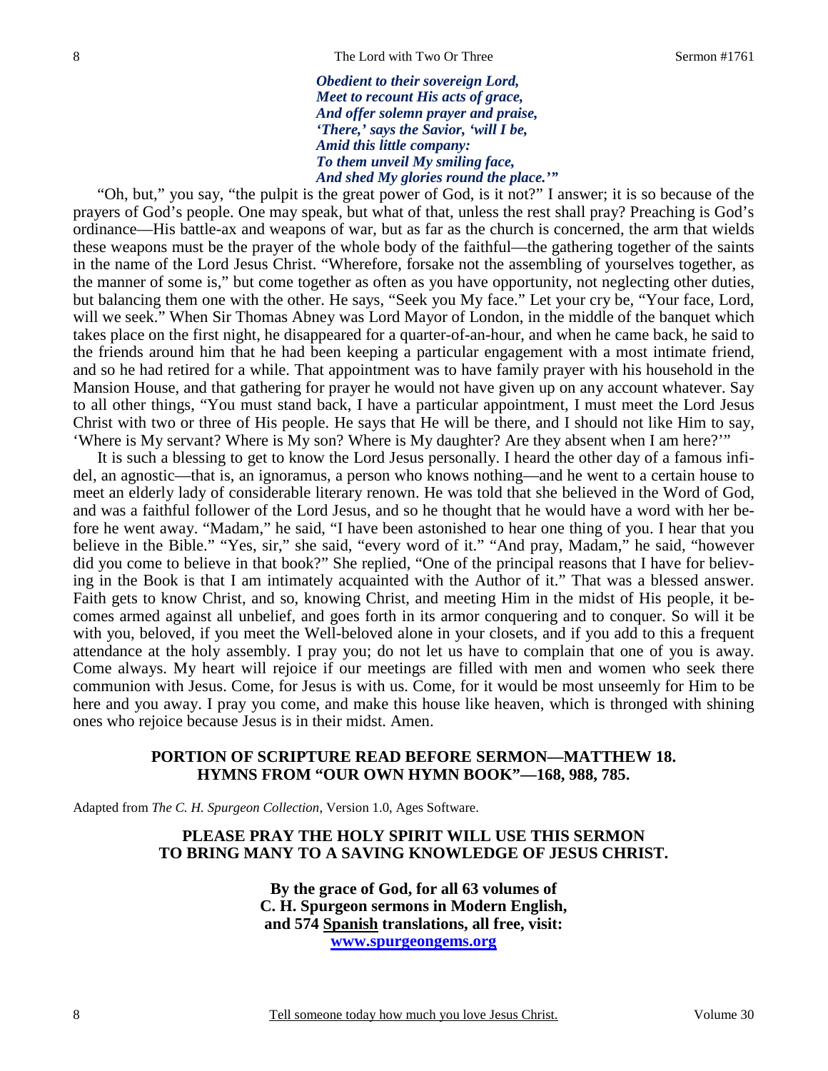*Obedient to their sovereign Lord,*
*Meet to recount His acts of grace,*
*And offer solemn prayer and praise,*
*'There,' says the Savior, 'will I be,*
*Amid this little company:*
*To them unveil My smiling face,*
*And shed My glories round the place.'"*

"Oh, but," you say, "the pulpit is the great power of God, is it not?" I answer; it is so because of the prayers of God's people. One may speak, but what of that, unless the rest shall pray? Preaching is God's ordinance—His battle-ax and weapons of war, but as far as the church is concerned, the arm that wields these weapons must be the prayer of the whole body of the faithful—the gathering together of the saints in the name of the Lord Jesus Christ. "Wherefore, forsake not the assembling of yourselves together, as the manner of some is," but come together as often as you have opportunity, not neglecting other duties, but balancing them one with the other. He says, "Seek you My face." Let your cry be, "Your face, Lord, will we seek." When Sir Thomas Abney was Lord Mayor of London, in the middle of the banquet which takes place on the first night, he disappeared for a quarter-of-an-hour, and when he came back, he said to the friends around him that he had been keeping a particular engagement with a most intimate friend, and so he had retired for a while. That appointment was to have family prayer with his household in the Mansion House, and that gathering for prayer he would not have given up on any account whatever. Say to all other things, "You must stand back, I have a particular appointment, I must meet the Lord Jesus Christ with two or three of His people. He says that He will be there, and I should not like Him to say, 'Where is My servant? Where is My son? Where is My daughter? Are they absent when I am here?'"

It is such a blessing to get to know the Lord Jesus personally. I heard the other day of a famous infidel, an agnostic—that is, an ignoramus, a person who knows nothing—and he went to a certain house to meet an elderly lady of considerable literary renown. He was told that she believed in the Word of God, and was a faithful follower of the Lord Jesus, and so he thought that he would have a word with her before he went away. "Madam," he said, "I have been astonished to hear one thing of you. I hear that you believe in the Bible." "Yes, sir," she said, "every word of it." "And pray, Madam," he said, "however did you come to believe in that book?" She replied, "One of the principal reasons that I have for believing in the Book is that I am intimately acquainted with the Author of it." That was a blessed answer. Faith gets to know Christ, and so, knowing Christ, and meeting Him in the midst of His people, it becomes armed against all unbelief, and goes forth in its armor conquering and to conquer. So will it be with you, beloved, if you meet the Well-beloved alone in your closets, and if you add to this a frequent attendance at the holy assembly. I pray you; do not let us have to complain that one of you is away. Come always. My heart will rejoice if our meetings are filled with men and women who seek there communion with Jesus. Come, for Jesus is with us. Come, for it would be most unseemly for Him to be here and you away. I pray you come, and make this house like heaven, which is thronged with shining ones who rejoice because Jesus is in their midst. Amen.

**PORTION OF SCRIPTURE READ BEFORE SERMON—MATTHEW 18.**
**HYMNS FROM "OUR OWN HYMN BOOK"—168, 988, 785.**

Adapted from *The C. H. Spurgeon Collection*, Version 1.0, Ages Software.

**PLEASE PRAY THE HOLY SPIRIT WILL USE THIS SERMON TO BRING MANY TO A SAVING KNOWLEDGE OF JESUS CHRIST.**

**By the grace of God, for all 63 volumes of C. H. Spurgeon sermons in Modern English, and 574 Spanish translations, all free, visit: www.spurgeongems.org**

Tell someone today how much you love Jesus Christ.